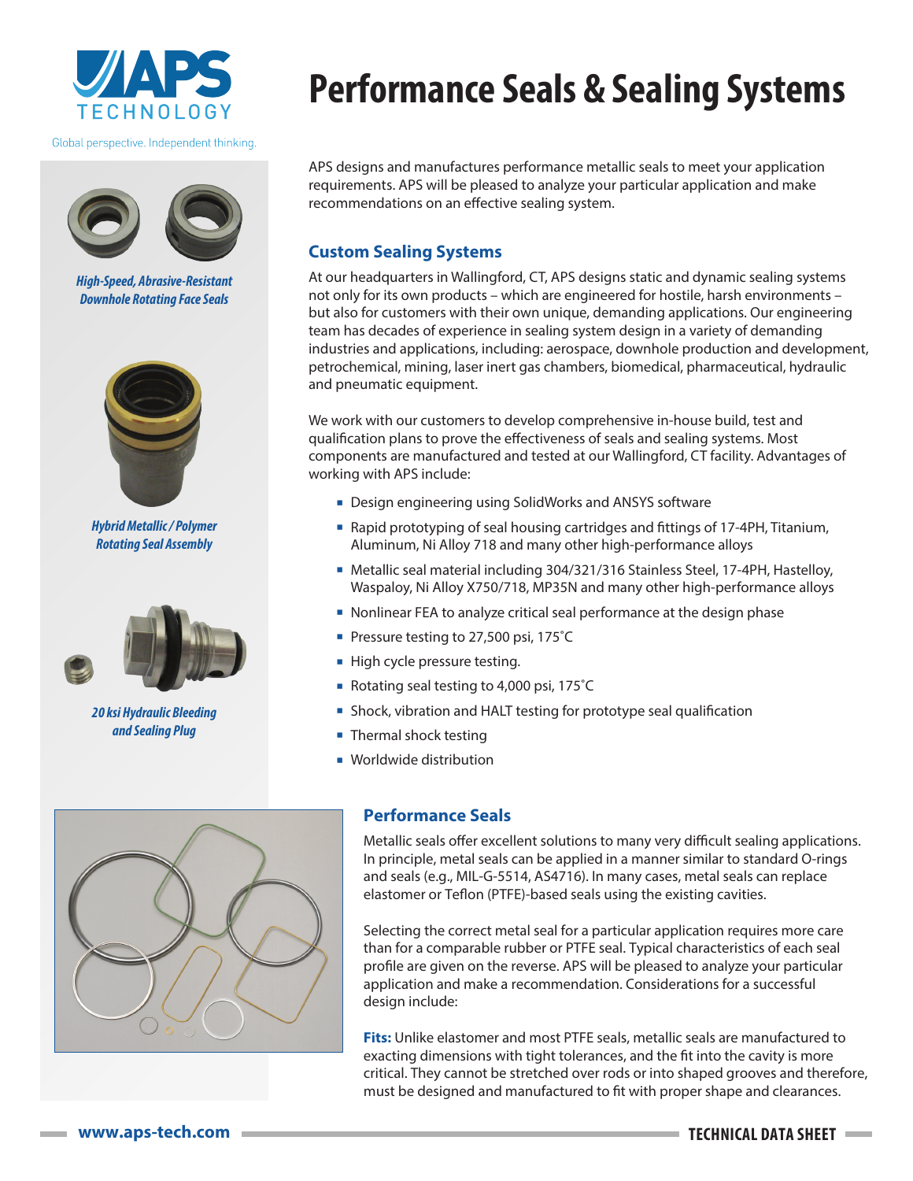# Performance Seals & Sealing Systems

Global perspective. Independent thinking.

*High-Speed, Abrasive-Resistant Downhole Rotating Face Seals*

*Hybrid Metallic / Polymer Rotating Seal Assembly*

*20 ksi Hydraulic Bleeding and Sealing Plug*

APS designs and manufactures performance metallic seals to meet your application requirements. APS will be pleased to analyze your particular application and make recommendations on an effective sealing system.

## Custom Sealing Systems

At our headquarters in Wallingford, CT, APS designs static and dynamic sealing systems not only for its own products – which are engineered for hostile, harsh environments – but also for customers with their own unique, demanding applications. Our engineering team has decades of experience in sealing system design in a variety of demanding industries and applications, including: aerospace, downhole production and development, petrochemical, mining, laser inert gas chambers, biomedical, pharmaceutical, hydraulic and pneumatic equipment.

We work with our customers to develop comprehensive in-house build, test and qualification plans to prove the effectiveness of seals and sealing systems. Most components are manufactured and tested at our Wallingford, CT facility. Advantages of working with APS include:

- Design engineering using SolidWorks and ANSYS software
- Rapid prototyping of seal housing cartridges and fittings of 17-4PH, Titanium, Aluminum, Ni Alloy 718 and many other high-performance alloys
- Metallic seal material including 304/321/316 Stainless Steel, 17-4PH, Hastelloy, Waspaloy, Ni Alloy X750/718, MP35N and many other high-performance alloys
- Nonlinear FEA to analyze critical seal performance at the design phase
- Pressure testing to 27,500 psi, 175˚C
- High cycle pressure testing.
- Rotating seal testing to 4,000 psi, 175˚C
- Shock, vibration and HALT testing for prototype seal qualification
- Thermal shock testing
- Worldwide distribution

## Performance Seals

Metallic seals offer excellent solutions to many very difficult sealing applications. In principle, metal seals can be applied in a manner similar to standard O-rings and seals (e.g., MIL-G-5514, AS4716). In many cases, metal seals can replace elastomer or Teflon (PTFE)-based seals using the existing cavities.

Selecting the correct metal seal for a particular application requires more care than for a comparable rubber or PTFE seal. Typical characteristics of each seal profile are given on the reverse. APS will be pleased to analyze your particular application and make a recommendation. Considerations for a successful design include:

**Fits:** Unlike elastomer and most PTFE seals, metallic seals are manufactured to exacting dimensions with tight tolerances, and the fit into the cavity is more critical. They cannot be stretched over rods or into shaped grooves and therefore, must be designed and manufactured to fit with proper shape and clearances.

www.aps-tech.com — TECHNICAL DATA SHEET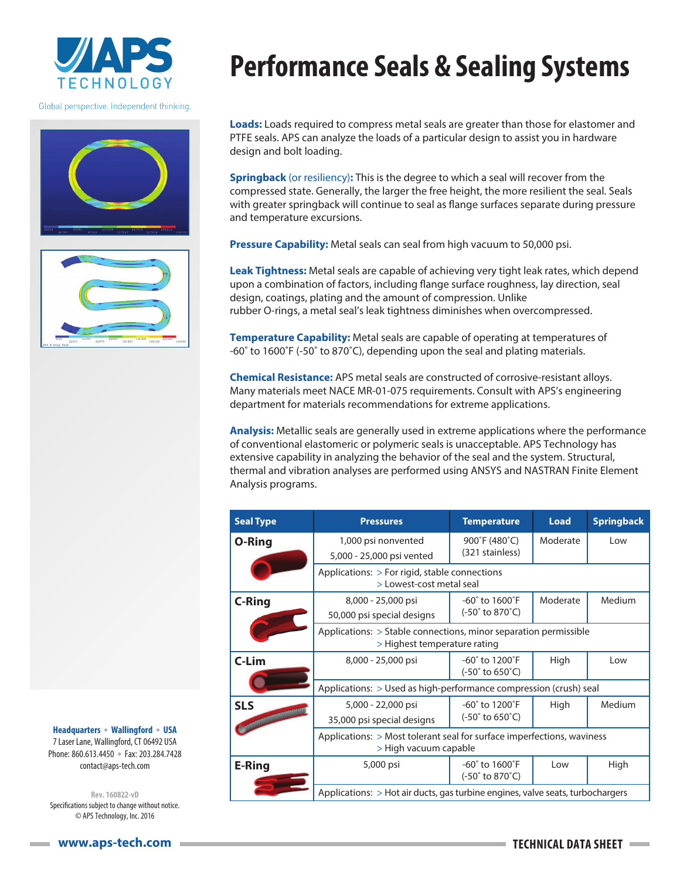# Performance Seals & Sealing Systems

Global perspective. Independent thinking.

**Loads:** Loads required to compress metal seals are greater than those for elastomer and PTFE seals. APS can analyze the loads of a particular design to assist you in hardware design and bolt loading.

**Springback** (or resiliency)**:** This is the degree to which a seal will recover from the compressed state. Generally, the larger the free height, the more resilient the seal. Seals with greater springback will continue to seal as flange surfaces separate during pressure and temperature excursions.

**Pressure Capability:** Metal seals can seal from high vacuum to 50,000 psi.

**Leak Tightness:** Metal seals are capable of achieving very tight leak rates, which depend upon a combination of factors, including flange surface roughness, lay direction, seal design, coatings, plating and the amount of compression. Unlike rubber O-rings, a metal seal's leak tightness diminishes when overcompressed.

**Temperature Capability:** Metal seals are capable of operating at temperatures of -60˚ to 1600˚F (-50˚ to 870˚C), depending upon the seal and plating materials.

**Chemical Resistance:** APS metal seals are constructed of corrosive-resistant alloys. Many materials meet NACE MR-01-075 requirements. Consult with APS's engineering department for materials recommendations for extreme applications.

**Analysis:** Metallic seals are generally used in extreme applications where the performance of conventional elastomeric or polymeric seals is unacceptable. APS Technology has extensive capability in analyzing the behavior of the seal and the system. Structural, thermal and vibration analyses are performed using ANSYS and NASTRAN Finite Element Analysis programs.

| Seal Type | Pressures | Temperature | Load | Springback |
|---|---|---|---|---|
| **O-Ring** | 1,000 psi nonvented<br>5,000 - 25,000 psi vented | 900˚F (480˚C)<br>(321 stainless) | Moderate | Low |
| | Applications: > For rigid, stable connections<br>> Lowest-cost metal seal | | | |
| **C-Ring** | 8,000 - 25,000 psi<br>50,000 psi special designs | -60˚ to 1600˚F<br>(-50˚ to 870˚C) | Moderate | Medium |
| | Applications: > Stable connections, minor separation permissible<br>> Highest temperature rating | | | |
| **C-Lim** | 8,000 - 25,000 psi | -60˚ to 1200˚F<br>(-50˚ to 650˚C) | High | Low |
| | Applications: > Used as high-performance compression (crush) seal | | | |
| **SLS** | 5,000 - 22,000 psi<br>35,000 psi special designs | -60˚ to 1200˚F<br>(-50˚ to 650˚C) | High | Medium |
| | Applications: > Most tolerant seal for surface imperfections, waviness<br>> High vacuum capable | | | |
| **E-Ring** | 5,000 psi | -60˚ to 1600˚F<br>(-50˚ to 870˚C) | Low | High |
| | Applications: > Hot air ducts, gas turbine engines, valve seats, turbochargers | | | |

**Headquarters • Wallingford • USA**
7 Laser Lane, Wallingford, CT 06492 USA
Phone: 860.613.4450 • Fax: 203.284.7428
contact@aps-tech.com

Rev. 160822-vD
Specifications subject to change without notice.
© APS Technology, Inc. 2016

www.aps-tech.com

TECHNICAL DATA SHEET